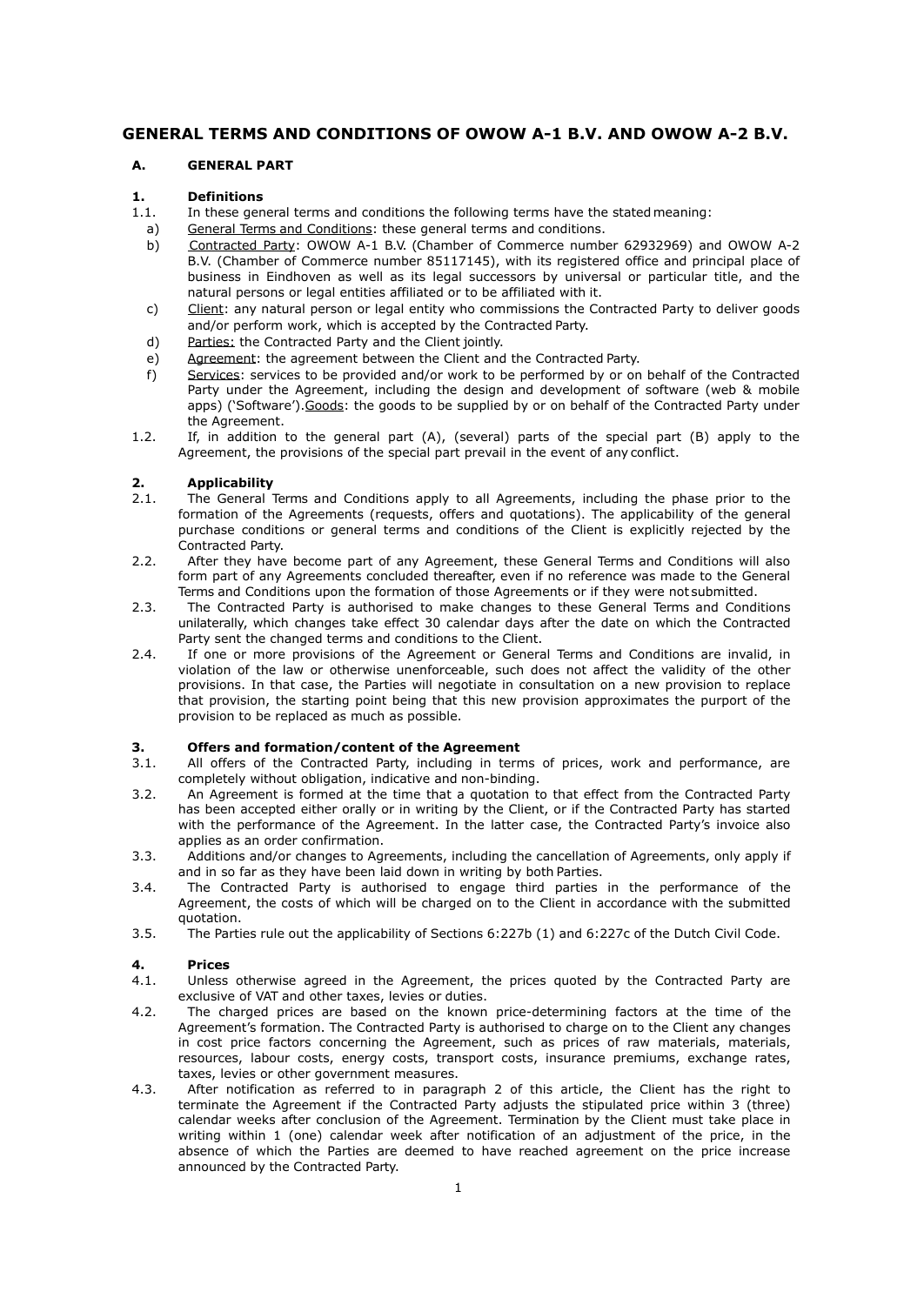# GENERAL TERMS AND CONDITIONS OF OWOW A-1 B.V. AND OWOW A-2 B.V.

## A. GENERAL PART

### 1. Definitions

1.1. In these general terms and conditions the following terms have the stated meaning:

a) General Terms and Conditions: these general terms and conditions.

b) Contracted Party: OWOW A-1 B.V. (Chamber of Commerce number 62932969) and OWOW A-2 B.V. (Chamber of Commerce number 85117145), with its registered office and principal place of business in Eindhoven as well as its legal successors by universal or particular title, and the natural persons or legal entities affiliated or to be affiliated with it.

c) Client: any natural person or legal entity who commissions the Contracted Party to deliver goods and/or perform work, which is accepted by the Contracted Party.

d) Parties: the Contracted Party and the Client jointly.

e) Agreement: the agreement between the Client and the Contracted Party.

f) Services: services to be provided and/or work to be performed by or on behalf of the Contracted Party under the Agreement, including the design and development of software (web & mobile apps) ('Software').Goods: the goods to be supplied by or on behalf of the Contracted Party under the Agreement.

1.2. If, in addition to the general part (A), (several) parts of the special part (B) apply to the Agreement, the provisions of the special part prevail in the event of any conflict.

### 2. Applicability

2.1. The General Terms and Conditions apply to all Agreements, including the phase prior to the formation of the Agreements (requests, offers and quotations). The applicability of the general purchase conditions or general terms and conditions of the Client is explicitly rejected by the Contracted Party.

2.2. After they have become part of any Agreement, these General Terms and Conditions will also form part of any Agreements concluded thereafter, even if no reference was made to the General Terms and Conditions upon the formation of those Agreements or if they were not submitted.

2.3. The Contracted Party is authorised to make changes to these General Terms and Conditions unilaterally, which changes take effect 30 calendar days after the date on which the Contracted Party sent the changed terms and conditions to the Client.

2.4. If one or more provisions of the Agreement or General Terms and Conditions are invalid, in violation of the law or otherwise unenforceable, such does not affect the validity of the other provisions. In that case, the Parties will negotiate in consultation on a new provision to replace that provision, the starting point being that this new provision approximates the purport of the provision to be replaced as much as possible.

### 3. Offers and formation/content of the Agreement

3.1. All offers of the Contracted Party, including in terms of prices, work and performance, are completely without obligation, indicative and non-binding.

3.2. An Agreement is formed at the time that a quotation to that effect from the Contracted Party has been accepted either orally or in writing by the Client, or if the Contracted Party has started with the performance of the Agreement. In the latter case, the Contracted Party's invoice also applies as an order confirmation.

3.3. Additions and/or changes to Agreements, including the cancellation of Agreements, only apply if and in so far as they have been laid down in writing by both Parties.

3.4. The Contracted Party is authorised to engage third parties in the performance of the Agreement, the costs of which will be charged on to the Client in accordance with the submitted quotation.

3.5. The Parties rule out the applicability of Sections 6:227b (1) and 6:227c of the Dutch Civil Code.

### 4. Prices

4.1. Unless otherwise agreed in the Agreement, the prices quoted by the Contracted Party are exclusive of VAT and other taxes, levies or duties.

4.2. The charged prices are based on the known price-determining factors at the time of the Agreement's formation. The Contracted Party is authorised to charge on to the Client any changes in cost price factors concerning the Agreement, such as prices of raw materials, materials, resources, labour costs, energy costs, transport costs, insurance premiums, exchange rates, taxes, levies or other government measures.

4.3. After notification as referred to in paragraph 2 of this article, the Client has the right to terminate the Agreement if the Contracted Party adjusts the stipulated price within 3 (three) calendar weeks after conclusion of the Agreement. Termination by the Client must take place in writing within 1 (one) calendar week after notification of an adjustment of the price, in the absence of which the Parties are deemed to have reached agreement on the price increase announced by the Contracted Party.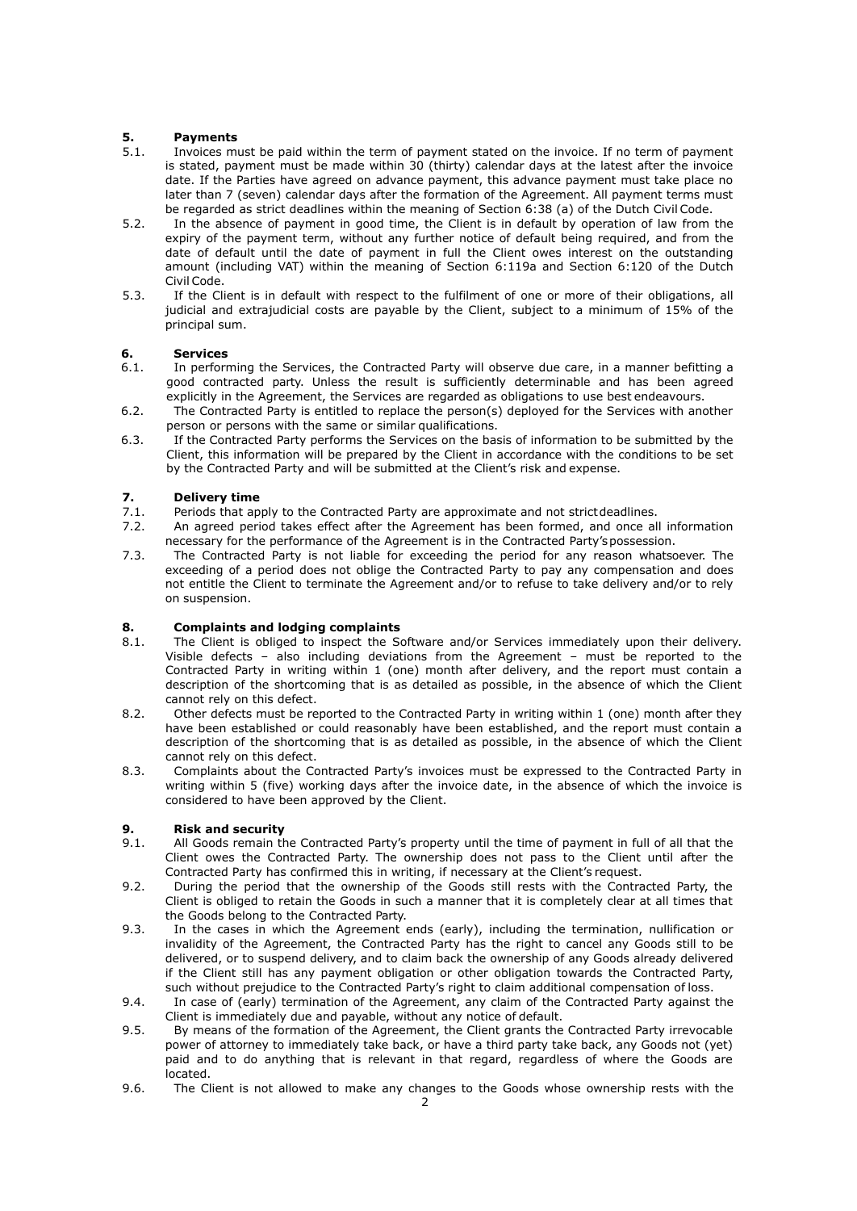## 5. Payments

5.1. Invoices must be paid within the term of payment stated on the invoice. If no term of payment is stated, payment must be made within 30 (thirty) calendar days at the latest after the invoice date. If the Parties have agreed on advance payment, this advance payment must take place no later than 7 (seven) calendar days after the formation of the Agreement. All payment terms must be regarded as strict deadlines within the meaning of Section 6:38 (a) of the Dutch Civil Code.

5.2. In the absence of payment in good time, the Client is in default by operation of law from the expiry of the payment term, without any further notice of default being required, and from the date of default until the date of payment in full the Client owes interest on the outstanding amount (including VAT) within the meaning of Section 6:119a and Section 6:120 of the Dutch Civil Code.

5.3. If the Client is in default with respect to the fulfilment of one or more of their obligations, all judicial and extrajudicial costs are payable by the Client, subject to a minimum of 15% of the principal sum.

## 6. Services

6.1. In performing the Services, the Contracted Party will observe due care, in a manner befitting a good contracted party. Unless the result is sufficiently determinable and has been agreed explicitly in the Agreement, the Services are regarded as obligations to use best endeavours.

6.2. The Contracted Party is entitled to replace the person(s) deployed for the Services with another person or persons with the same or similar qualifications.

6.3. If the Contracted Party performs the Services on the basis of information to be submitted by the Client, this information will be prepared by the Client in accordance with the conditions to be set by the Contracted Party and will be submitted at the Client's risk and expense.

## 7. Delivery time

7.1. Periods that apply to the Contracted Party are approximate and not strict deadlines.

7.2. An agreed period takes effect after the Agreement has been formed, and once all information necessary for the performance of the Agreement is in the Contracted Party's possession.

7.3. The Contracted Party is not liable for exceeding the period for any reason whatsoever. The exceeding of a period does not oblige the Contracted Party to pay any compensation and does not entitle the Client to terminate the Agreement and/or to refuse to take delivery and/or to rely on suspension.

## 8. Complaints and lodging complaints

8.1. The Client is obliged to inspect the Software and/or Services immediately upon their delivery. Visible defects – also including deviations from the Agreement – must be reported to the Contracted Party in writing within 1 (one) month after delivery, and the report must contain a description of the shortcoming that is as detailed as possible, in the absence of which the Client cannot rely on this defect.

8.2. Other defects must be reported to the Contracted Party in writing within 1 (one) month after they have been established or could reasonably have been established, and the report must contain a description of the shortcoming that is as detailed as possible, in the absence of which the Client cannot rely on this defect.

8.3. Complaints about the Contracted Party's invoices must be expressed to the Contracted Party in writing within 5 (five) working days after the invoice date, in the absence of which the invoice is considered to have been approved by the Client.

## 9. Risk and security

9.1. All Goods remain the Contracted Party's property until the time of payment in full of all that the Client owes the Contracted Party. The ownership does not pass to the Client until after the Contracted Party has confirmed this in writing, if necessary at the Client's request.

9.2. During the period that the ownership of the Goods still rests with the Contracted Party, the Client is obliged to retain the Goods in such a manner that it is completely clear at all times that the Goods belong to the Contracted Party.

9.3. In the cases in which the Agreement ends (early), including the termination, nullification or invalidity of the Agreement, the Contracted Party has the right to cancel any Goods still to be delivered, or to suspend delivery, and to claim back the ownership of any Goods already delivered if the Client still has any payment obligation or other obligation towards the Contracted Party, such without prejudice to the Contracted Party's right to claim additional compensation of loss.

9.4. In case of (early) termination of the Agreement, any claim of the Contracted Party against the Client is immediately due and payable, without any notice of default.

9.5. By means of the formation of the Agreement, the Client grants the Contracted Party irrevocable power of attorney to immediately take back, or have a third party take back, any Goods not (yet) paid and to do anything that is relevant in that regard, regardless of where the Goods are located.

9.6. The Client is not allowed to make any changes to the Goods whose ownership rests with the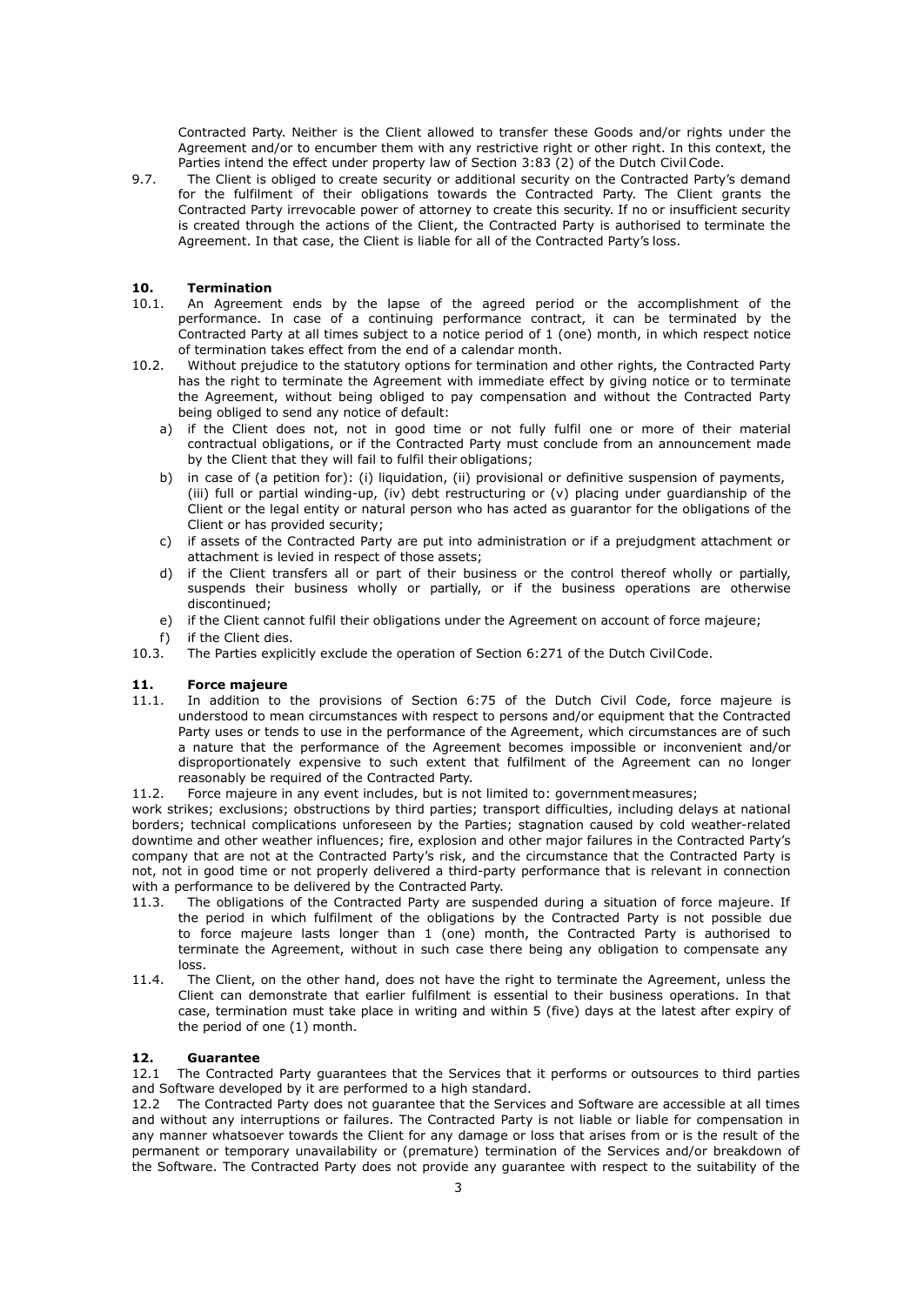Contracted Party. Neither is the Client allowed to transfer these Goods and/or rights under the Agreement and/or to encumber them with any restrictive right or other right. In this context, the Parties intend the effect under property law of Section 3:83 (2) of the Dutch Civil Code.

9.7. The Client is obliged to create security or additional security on the Contracted Party's demand for the fulfilment of their obligations towards the Contracted Party. The Client grants the Contracted Party irrevocable power of attorney to create this security. If no or insufficient security is created through the actions of the Client, the Contracted Party is authorised to terminate the Agreement. In that case, the Client is liable for all of the Contracted Party's loss.

## 10. Termination

10.1. An Agreement ends by the lapse of the agreed period or the accomplishment of the performance. In case of a continuing performance contract, it can be terminated by the Contracted Party at all times subject to a notice period of 1 (one) month, in which respect notice of termination takes effect from the end of a calendar month.

10.2. Without prejudice to the statutory options for termination and other rights, the Contracted Party has the right to terminate the Agreement with immediate effect by giving notice or to terminate the Agreement, without being obliged to pay compensation and without the Contracted Party being obliged to send any notice of default:

a) if the Client does not, not in good time or not fully fulfil one or more of their material contractual obligations, or if the Contracted Party must conclude from an announcement made by the Client that they will fail to fulfil their obligations;
b) in case of (a petition for): (i) liquidation, (ii) provisional or definitive suspension of payments, (iii) full or partial winding-up, (iv) debt restructuring or (v) placing under guardianship of the Client or the legal entity or natural person who has acted as guarantor for the obligations of the Client or has provided security;
c) if assets of the Contracted Party are put into administration or if a prejudgment attachment or attachment is levied in respect of those assets;
d) if the Client transfers all or part of their business or the control thereof wholly or partially, suspends their business wholly or partially, or if the business operations are otherwise discontinued;
e) if the Client cannot fulfil their obligations under the Agreement on account of force majeure;
f) if the Client dies.

10.3. The Parties explicitly exclude the operation of Section 6:271 of the Dutch Civil Code.

## 11. Force majeure

11.1. In addition to the provisions of Section 6:75 of the Dutch Civil Code, force majeure is understood to mean circumstances with respect to persons and/or equipment that the Contracted Party uses or tends to use in the performance of the Agreement, which circumstances are of such a nature that the performance of the Agreement becomes impossible or inconvenient and/or disproportionately expensive to such extent that fulfilment of the Agreement can no longer reasonably be required of the Contracted Party.

11.2. Force majeure in any event includes, but is not limited to: government measures; work strikes; exclusions; obstructions by third parties; transport difficulties, including delays at national borders; technical complications unforeseen by the Parties; stagnation caused by cold weather-related downtime and other weather influences; fire, explosion and other major failures in the Contracted Party's company that are not at the Contracted Party's risk, and the circumstance that the Contracted Party is not, not in good time or not properly delivered a third-party performance that is relevant in connection with a performance to be delivered by the Contracted Party.

11.3. The obligations of the Contracted Party are suspended during a situation of force majeure. If the period in which fulfilment of the obligations by the Contracted Party is not possible due to force majeure lasts longer than 1 (one) month, the Contracted Party is authorised to terminate the Agreement, without in such case there being any obligation to compensate any loss.

11.4. The Client, on the other hand, does not have the right to terminate the Agreement, unless the Client can demonstrate that earlier fulfilment is essential to their business operations. In that case, termination must take place in writing and within 5 (five) days at the latest after expiry of the period of one (1) month.

## 12. Guarantee

12.1 The Contracted Party guarantees that the Services that it performs or outsources to third parties and Software developed by it are performed to a high standard.

12.2 The Contracted Party does not guarantee that the Services and Software are accessible at all times and without any interruptions or failures. The Contracted Party is not liable or liable for compensation in any manner whatsoever towards the Client for any damage or loss that arises from or is the result of the permanent or temporary unavailability or (premature) termination of the Services and/or breakdown of the Software. The Contracted Party does not provide any guarantee with respect to the suitability of the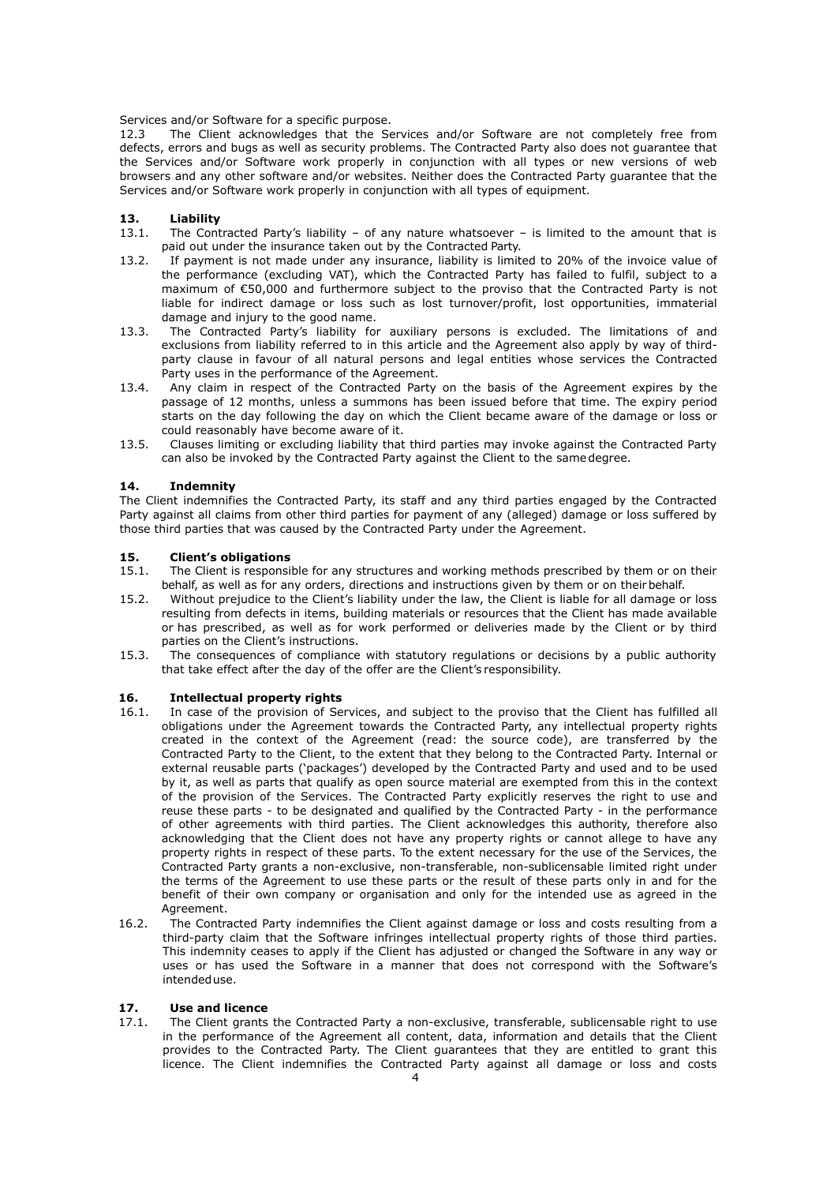Services and/or Software for a specific purpose.

12.3 The Client acknowledges that the Services and/or Software are not completely free from defects, errors and bugs as well as security problems. The Contracted Party also does not guarantee that the Services and/or Software work properly in conjunction with all types or new versions of web browsers and any other software and/or websites. Neither does the Contracted Party guarantee that the Services and/or Software work properly in conjunction with all types of equipment.

## 13. Liability

13.1. The Contracted Party's liability – of any nature whatsoever – is limited to the amount that is paid out under the insurance taken out by the Contracted Party.

13.2. If payment is not made under any insurance, liability is limited to 20% of the invoice value of the performance (excluding VAT), which the Contracted Party has failed to fulfil, subject to a maximum of €50,000 and furthermore subject to the proviso that the Contracted Party is not liable for indirect damage or loss such as lost turnover/profit, lost opportunities, immaterial damage and injury to the good name.

13.3. The Contracted Party's liability for auxiliary persons is excluded. The limitations of and exclusions from liability referred to in this article and the Agreement also apply by way of third-party clause in favour of all natural persons and legal entities whose services the Contracted Party uses in the performance of the Agreement.

13.4. Any claim in respect of the Contracted Party on the basis of the Agreement expires by the passage of 12 months, unless a summons has been issued before that time. The expiry period starts on the day following the day on which the Client became aware of the damage or loss or could reasonably have become aware of it.

13.5. Clauses limiting or excluding liability that third parties may invoke against the Contracted Party can also be invoked by the Contracted Party against the Client to the same degree.

## 14. Indemnity

The Client indemnifies the Contracted Party, its staff and any third parties engaged by the Contracted Party against all claims from other third parties for payment of any (alleged) damage or loss suffered by those third parties that was caused by the Contracted Party under the Agreement.

## 15. Client's obligations

15.1. The Client is responsible for any structures and working methods prescribed by them or on their behalf, as well as for any orders, directions and instructions given by them or on their behalf.

15.2. Without prejudice to the Client's liability under the law, the Client is liable for all damage or loss resulting from defects in items, building materials or resources that the Client has made available or has prescribed, as well as for work performed or deliveries made by the Client or by third parties on the Client's instructions.

15.3. The consequences of compliance with statutory regulations or decisions by a public authority that take effect after the day of the offer are the Client's responsibility.

## 16. Intellectual property rights

16.1. In case of the provision of Services, and subject to the proviso that the Client has fulfilled all obligations under the Agreement towards the Contracted Party, any intellectual property rights created in the context of the Agreement (read: the source code), are transferred by the Contracted Party to the Client, to the extent that they belong to the Contracted Party. Internal or external reusable parts ('packages') developed by the Contracted Party and used and to be used by it, as well as parts that qualify as open source material are exempted from this in the context of the provision of the Services. The Contracted Party explicitly reserves the right to use and reuse these parts - to be designated and qualified by the Contracted Party - in the performance of other agreements with third parties. The Client acknowledges this authority, therefore also acknowledging that the Client does not have any property rights or cannot allege to have any property rights in respect of these parts. To the extent necessary for the use of the Services, the Contracted Party grants a non-exclusive, non-transferable, non-sublicensable limited right under the terms of the Agreement to use these parts or the result of these parts only in and for the benefit of their own company or organisation and only for the intended use as agreed in the Agreement.

16.2. The Contracted Party indemnifies the Client against damage or loss and costs resulting from a third-party claim that the Software infringes intellectual property rights of those third parties. This indemnity ceases to apply if the Client has adjusted or changed the Software in any way or uses or has used the Software in a manner that does not correspond with the Software's intended use.

## 17. Use and licence

17.1. The Client grants the Contracted Party a non-exclusive, transferable, sublicensable right to use in the performance of the Agreement all content, data, information and details that the Client provides to the Contracted Party. The Client guarantees that they are entitled to grant this licence. The Client indemnifies the Contracted Party against all damage or loss and costs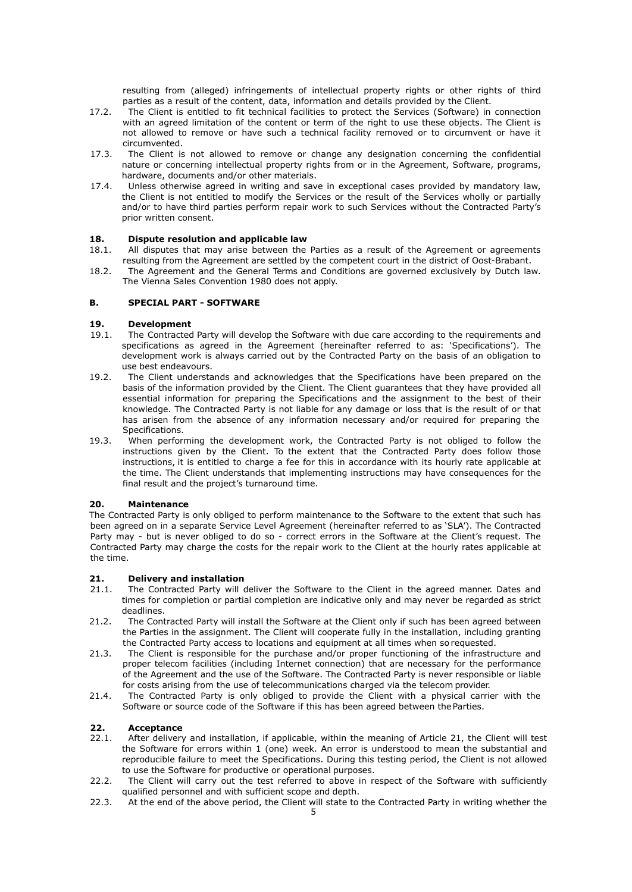resulting from (alleged) infringements of intellectual property rights or other rights of third parties as a result of the content, data, information and details provided by the Client.

17.2. The Client is entitled to fit technical facilities to protect the Services (Software) in connection with an agreed limitation of the content or term of the right to use these objects. The Client is not allowed to remove or have such a technical facility removed or to circumvent or have it circumvented.

17.3. The Client is not allowed to remove or change any designation concerning the confidential nature or concerning intellectual property rights from or in the Agreement, Software, programs, hardware, documents and/or other materials.

17.4. Unless otherwise agreed in writing and save in exceptional cases provided by mandatory law, the Client is not entitled to modify the Services or the result of the Services wholly or partially and/or to have third parties perform repair work to such Services without the Contracted Party's prior written consent.

## 18. Dispute resolution and applicable law

18.1. All disputes that may arise between the Parties as a result of the Agreement or agreements resulting from the Agreement are settled by the competent court in the district of Oost-Brabant.

18.2. The Agreement and the General Terms and Conditions are governed exclusively by Dutch law. The Vienna Sales Convention 1980 does not apply.

# B. SPECIAL PART - SOFTWARE

## 19. Development

19.1. The Contracted Party will develop the Software with due care according to the requirements and specifications as agreed in the Agreement (hereinafter referred to as: 'Specifications'). The development work is always carried out by the Contracted Party on the basis of an obligation to use best endeavours.

19.2. The Client understands and acknowledges that the Specifications have been prepared on the basis of the information provided by the Client. The Client guarantees that they have provided all essential information for preparing the Specifications and the assignment to the best of their knowledge. The Contracted Party is not liable for any damage or loss that is the result of or that has arisen from the absence of any information necessary and/or required for preparing the Specifications.

19.3. When performing the development work, the Contracted Party is not obliged to follow the instructions given by the Client. To the extent that the Contracted Party does follow those instructions, it is entitled to charge a fee for this in accordance with its hourly rate applicable at the time. The Client understands that implementing instructions may have consequences for the final result and the project's turnaround time.

## 20. Maintenance

The Contracted Party is only obliged to perform maintenance to the Software to the extent that such has been agreed on in a separate Service Level Agreement (hereinafter referred to as 'SLA'). The Contracted Party may - but is never obliged to do so - correct errors in the Software at the Client's request. The Contracted Party may charge the costs for the repair work to the Client at the hourly rates applicable at the time.

## 21. Delivery and installation

21.1. The Contracted Party will deliver the Software to the Client in the agreed manner. Dates and times for completion or partial completion are indicative only and may never be regarded as strict deadlines.

21.2. The Contracted Party will install the Software at the Client only if such has been agreed between the Parties in the assignment. The Client will cooperate fully in the installation, including granting the Contracted Party access to locations and equipment at all times when so requested.

21.3. The Client is responsible for the purchase and/or proper functioning of the infrastructure and proper telecom facilities (including Internet connection) that are necessary for the performance of the Agreement and the use of the Software. The Contracted Party is never responsible or liable for costs arising from the use of telecommunications charged via the telecom provider.

21.4. The Contracted Party is only obliged to provide the Client with a physical carrier with the Software or source code of the Software if this has been agreed between the Parties.

## 22. Acceptance

22.1. After delivery and installation, if applicable, within the meaning of Article 21, the Client will test the Software for errors within 1 (one) week. An error is understood to mean the substantial and reproducible failure to meet the Specifications. During this testing period, the Client is not allowed to use the Software for productive or operational purposes.

22.2. The Client will carry out the test referred to above in respect of the Software with sufficiently qualified personnel and with sufficient scope and depth.

22.3. At the end of the above period, the Client will state to the Contracted Party in writing whether the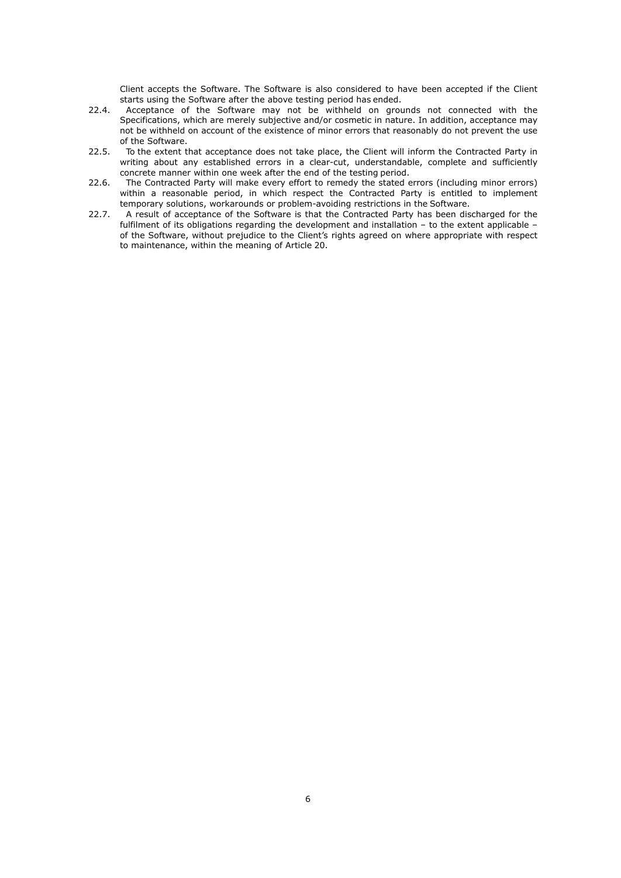Client accepts the Software. The Software is also considered to have been accepted if the Client starts using the Software after the above testing period has ended.

22.4. Acceptance of the Software may not be withheld on grounds not connected with the Specifications, which are merely subjective and/or cosmetic in nature. In addition, acceptance may not be withheld on account of the existence of minor errors that reasonably do not prevent the use of the Software.

22.5. To the extent that acceptance does not take place, the Client will inform the Contracted Party in writing about any established errors in a clear-cut, understandable, complete and sufficiently concrete manner within one week after the end of the testing period.

22.6. The Contracted Party will make every effort to remedy the stated errors (including minor errors) within a reasonable period, in which respect the Contracted Party is entitled to implement temporary solutions, workarounds or problem-avoiding restrictions in the Software.

22.7. A result of acceptance of the Software is that the Contracted Party has been discharged for the fulfilment of its obligations regarding the development and installation – to the extent applicable – of the Software, without prejudice to the Client's rights agreed on where appropriate with respect to maintenance, within the meaning of Article 20.